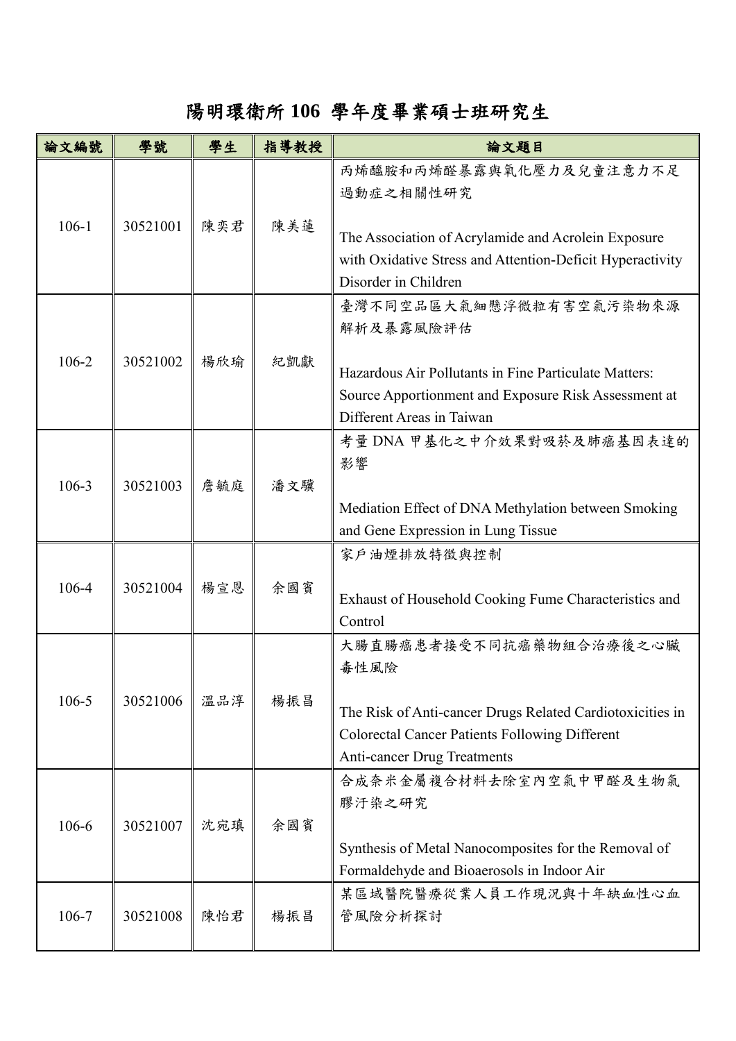# 陽明環衛所 106 學年度畢業碩士班研究生

| 論文編號 | 學號 | 學生 | 指導教授 | 論文題目 |
| --- | --- | --- | --- | --- |
| 106-1 | 30521001 | 陳奕君 | 陳美蓮 | 丙烯醯胺和丙烯醛暴露與氧化壓力及兒童注意力不足過動症之相關性研究<br><br>The Association of Acrylamide and Acrolein Exposure with Oxidative Stress and Attention-Deficit Hyperactivity Disorder in Children |
| 106-2 | 30521002 | 楊欣瑜 | 紀凱獻 | 臺灣不同空品區大氣細懸浮微粒有害空氣污染物來源解析及暴露風險評估<br><br>Hazardous Air Pollutants in Fine Particulate Matters: Source Apportionment and Exposure Risk Assessment at Different Areas in Taiwan |
| 106-3 | 30521003 | 詹毓庭 | 潘文驥 | 考量 DNA 甲基化之中介效果對吸菸及肺癌基因表達的影響<br><br>Mediation Effect of DNA Methylation between Smoking and Gene Expression in Lung Tissue |
| 106-4 | 30521004 | 楊宣恩 | 余國賓 | 家戶油煙排放特徵與控制<br><br>Exhaust of Household Cooking Fume Characteristics and Control |
| 106-5 | 30521006 | 溫品淳 | 楊振昌 | 大腸直腸癌患者接受不同抗癌藥物組合治療後之心臟毒性風險<br><br>The Risk of Anti-cancer Drugs Related Cardiotoxicities in Colorectal Cancer Patients Following Different Anti-cancer Drug Treatments |
| 106-6 | 30521007 | 沈宛琪 | 余國賓 | 合成奈米金屬複合材料去除室內空氣中甲醛及生物氣膠汙染之研究<br><br>Synthesis of Metal Nanocomposites for the Removal of Formaldehyde and Bioaerosols in Indoor Air |
| 106-7 | 30521008 | 陳怡君 | 楊振昌 | 某區域醫院醫療從業人員工作現況與十年缺血性心血管風險分析探討 |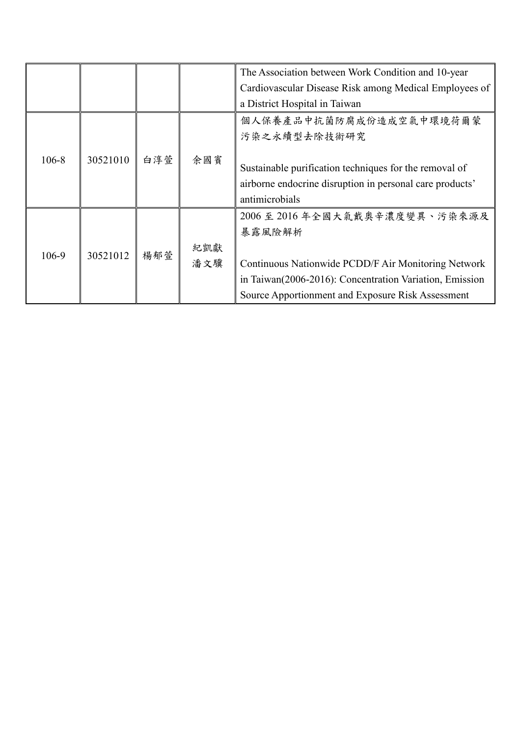| | | | | |
|---|---|---|---|---|
| | | | | The Association between Work Condition and 10-year Cardiovascular Disease Risk among Medical Employees of a District Hospital in Taiwan |
| 106-8 | 30521010 | 白淳萱 | 余國賓 | 個人保養產品中抗菌防腐成份造成空氣中環境荷爾蒙污染之永續型去除技術研究<br><br>Sustainable purification techniques for the removal of airborne endocrine disruption in personal care products' antimicrobials |
| 106-9 | 30521012 | 楊郁萱 | 紀凱獻<br>潘文驥 | 2006 至 2016 年全國大氣戴奧辛濃度變異、污染來源及暴露風險解析<br><br>Continuous Nationwide PCDD/F Air Monitoring Network in Taiwan(2006-2016): Concentration Variation, Emission Source Apportionment and Exposure Risk Assessment |